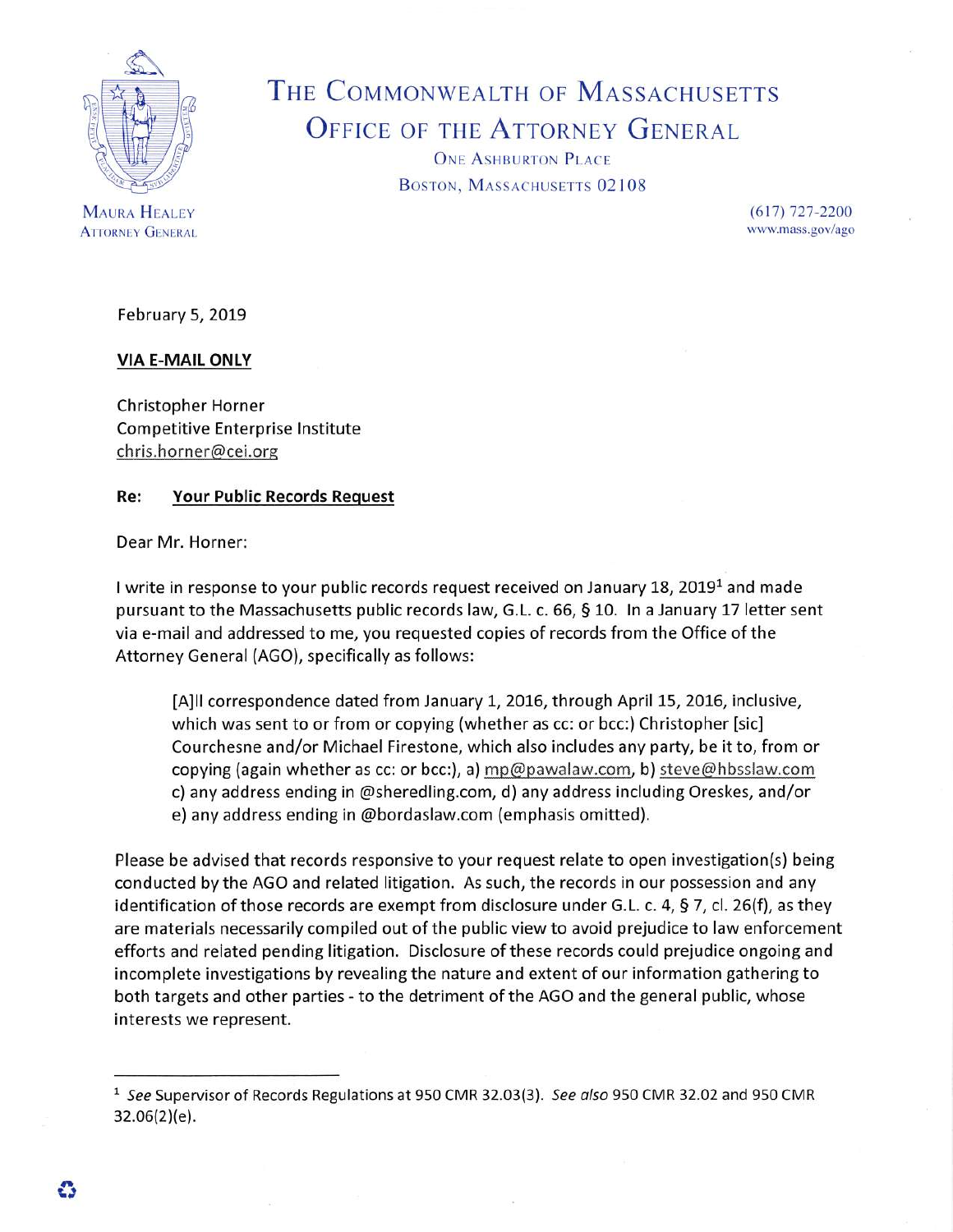# The Commonwealth of Massachusetts
## Office of the Attorney General

One Ashburton Place
Boston, Massachusetts 02108

Maura Healey
Attorney General

(617) 727-2200
www.mass.gov/ago

February 5, 2019

**VIA E-MAIL ONLY**

Christopher Horner
Competitive Enterprise Institute
chris.horner@cei.org

**Re: Your Public Records Request**

Dear Mr. Horner:

I write in response to your public records request received on January 18, 2019[1] and made pursuant to the Massachusetts public records law, G.L. c. 66, § 10. In a January 17 letter sent via e-mail and addressed to me, you requested copies of records from the Office of the Attorney General (AGO), specifically as follows:

> [A]ll correspondence dated from January 1, 2016, through April 15, 2016, inclusive, which was sent to or from or copying (whether as cc: or bcc:) Christopher [sic] Courchesne and/or Michael Firestone, which also includes any party, be it to, from or copying (again whether as cc: or bcc:), a) mp@pawalaw.com, b) steve@hbsslaw.com c) any address ending in @sheredling.com, d) any address including Oreskes, and/or e) any address ending in @bordaslaw.com (emphasis omitted).

Please be advised that records responsive to your request relate to open investigation(s) being conducted by the AGO and related litigation. As such, the records in our possession and any identification of those records are exempt from disclosure under G.L. c. 4, § 7, cl. 26(f), as they are materials necessarily compiled out of the public view to avoid prejudice to law enforcement efforts and related pending litigation. Disclosure of these records could prejudice ongoing and incomplete investigations by revealing the nature and extent of our information gathering to both targets and other parties - to the detriment of the AGO and the general public, whose interests we represent.

---

[1] *See* Supervisor of Records Regulations at 950 CMR 32.03(3). *See also* 950 CMR 32.02 and 950 CMR 32.06(2)(e).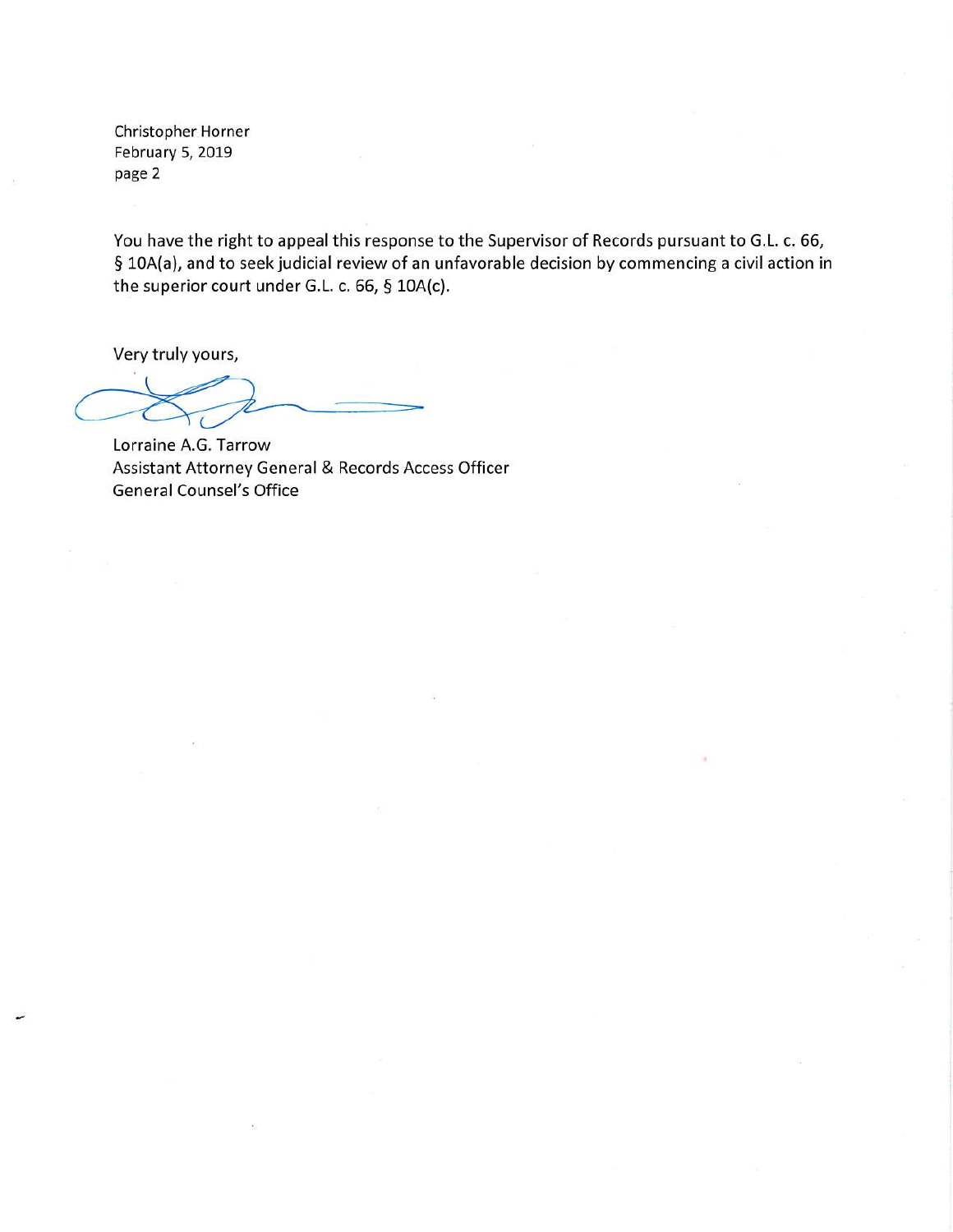Christopher Horner
February 5, 2019
page 2

You have the right to appeal this response to the Supervisor of Records pursuant to G.L. c. 66, § 10A(a), and to seek judicial review of an unfavorable decision by commencing a civil action in the superior court under G.L. c. 66, § 10A(c).

Very truly yours,

Lorraine A.G. Tarrow
Assistant Attorney General & Records Access Officer
General Counsel's Office